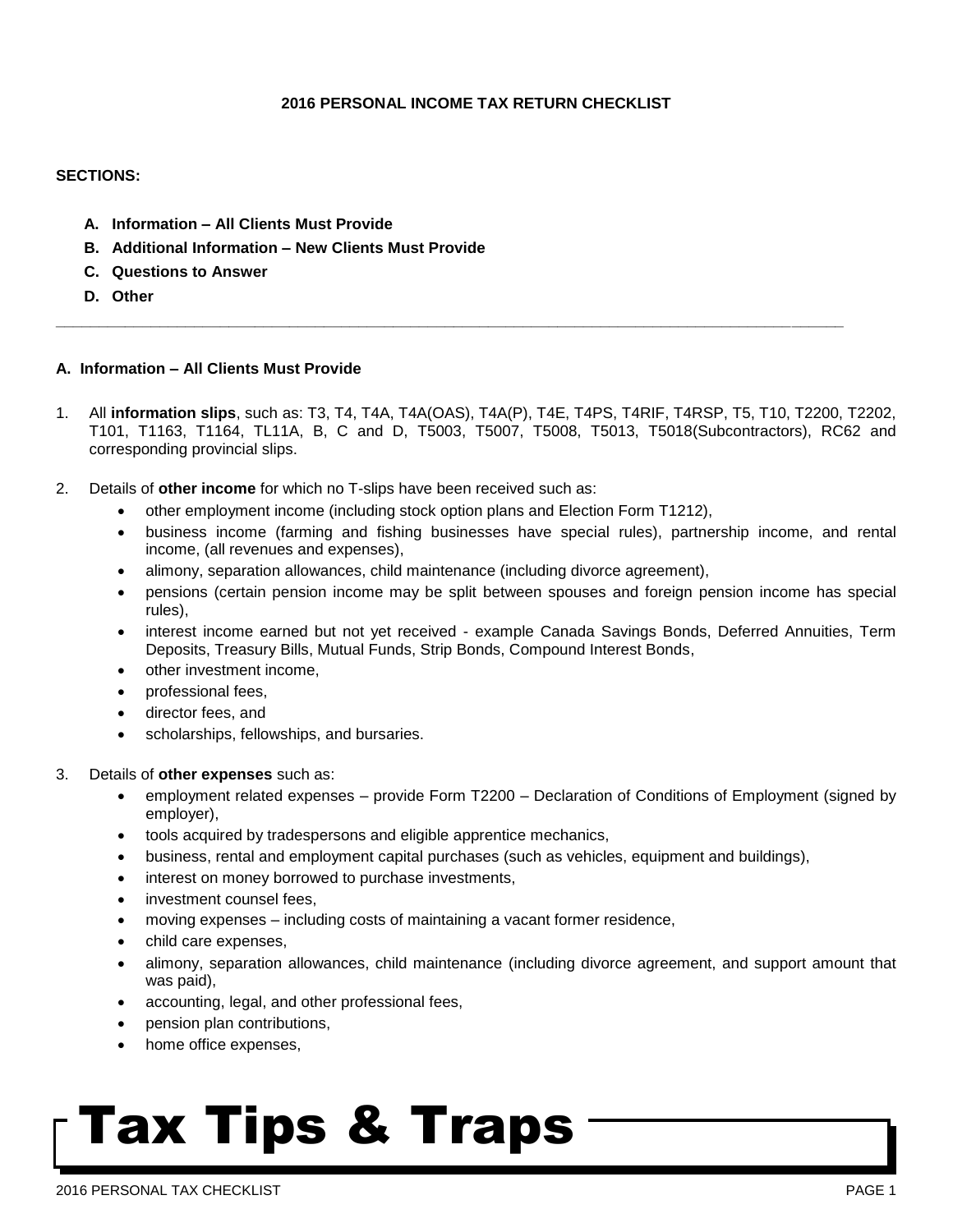# 2016 PERSONAL INCOME TAX RETURN CHECKLIST

**SECTIONS:**

- **A. Information – All Clients Must Provide**
- **B. Additional Information – New Clients Must Provide**
- **C. Questions to Answer**
- **D. Other**

---

## A. Information – All Clients Must Provide

1. All **information slips**, such as: T3, T4, T4A, T4A(OAS), T4A(P), T4E, T4PS, T4RIF, T4RSP, T5, T10, T2200, T2202, T101, T1163, T1164, TL11A, B, C and D, T5003, T5007, T5008, T5013, T5018(Subcontractors), RC62 and corresponding provincial slips.

2. Details of **other income** for which no T-slips have been received such as:
   - other employment income (including stock option plans and Election Form T1212),
   - business income (farming and fishing businesses have special rules), partnership income, and rental income, (all revenues and expenses),
   - alimony, separation allowances, child maintenance (including divorce agreement),
   - pensions (certain pension income may be split between spouses and foreign pension income has special rules),
   - interest income earned but not yet received - example Canada Savings Bonds, Deferred Annuities, Term Deposits, Treasury Bills, Mutual Funds, Strip Bonds, Compound Interest Bonds,
   - other investment income,
   - professional fees,
   - director fees, and
   - scholarships, fellowships, and bursaries.

3. Details of **other expenses** such as:
   - employment related expenses – provide Form T2200 – Declaration of Conditions of Employment (signed by employer),
   - tools acquired by tradespersons and eligible apprentice mechanics,
   - business, rental and employment capital purchases (such as vehicles, equipment and buildings),
   - interest on money borrowed to purchase investments,
   - investment counsel fees,
   - moving expenses – including costs of maintaining a vacant former residence,
   - child care expenses,
   - alimony, separation allowances, child maintenance (including divorce agreement, and support amount that was paid),
   - accounting, legal, and other professional fees,
   - pension plan contributions,
   - home office expenses,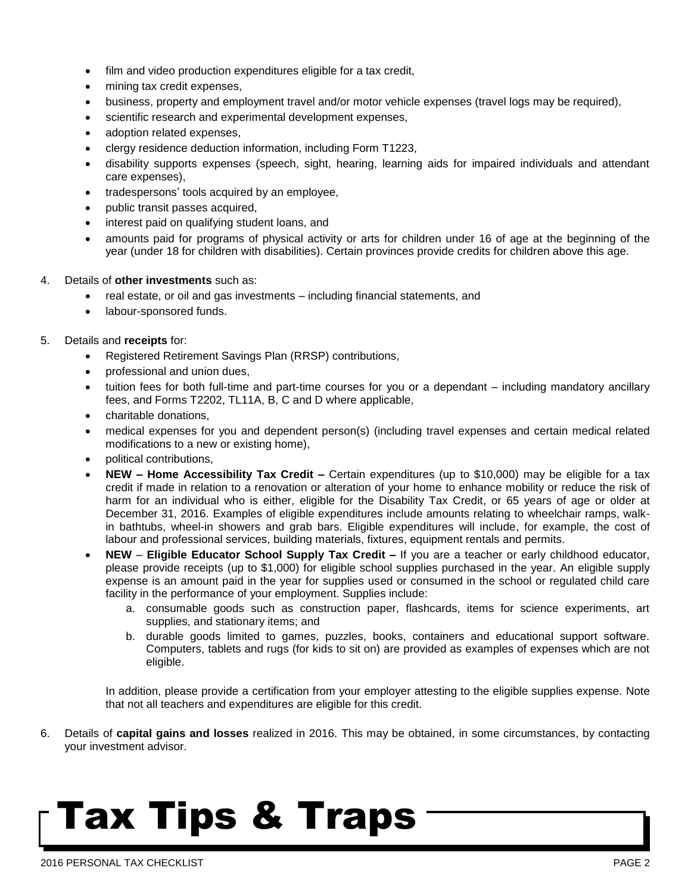- film and video production expenditures eligible for a tax credit,
- mining tax credit expenses,
- business, property and employment travel and/or motor vehicle expenses (travel logs may be required),
- scientific research and experimental development expenses,
- adoption related expenses,
- clergy residence deduction information, including Form T1223,
- disability supports expenses (speech, sight, hearing, learning aids for impaired individuals and attendant care expenses),
- tradespersons' tools acquired by an employee,
- public transit passes acquired,
- interest paid on qualifying student loans, and
- amounts paid for programs of physical activity or arts for children under 16 of age at the beginning of the year (under 18 for children with disabilities). Certain provinces provide credits for children above this age.

4. Details of **other investments** such as:
   - real estate, or oil and gas investments – including financial statements, and
   - labour-sponsored funds.

5. Details and **receipts** for:
   - Registered Retirement Savings Plan (RRSP) contributions,
   - professional and union dues,
   - tuition fees for both full-time and part-time courses for you or a dependant – including mandatory ancillary fees, and Forms T2202, TL11A, B, C and D where applicable,
   - charitable donations,
   - medical expenses for you and dependent person(s) (including travel expenses and certain medical related modifications to a new or existing home),
   - political contributions,
   - **NEW – Home Accessibility Tax Credit –** Certain expenditures (up to $10,000) may be eligible for a tax credit if made in relation to a renovation or alteration of your home to enhance mobility or reduce the risk of harm for an individual who is either, eligible for the Disability Tax Credit, or 65 years of age or older at December 31, 2016. Examples of eligible expenditures include amounts relating to wheelchair ramps, walk-in bathtubs, wheel-in showers and grab bars. Eligible expenditures will include, for example, the cost of labour and professional services, building materials, fixtures, equipment rentals and permits.
   - **NEW** – **Eligible Educator School Supply Tax Credit –** If you are a teacher or early childhood educator, please provide receipts (up to $1,000) for eligible school supplies purchased in the year. An eligible supply expense is an amount paid in the year for supplies used or consumed in the school or regulated child care facility in the performance of your employment. Supplies include:
     a. consumable goods such as construction paper, flashcards, items for science experiments, art supplies, and stationary items; and
     b. durable goods limited to games, puzzles, books, containers and educational support software. Computers, tablets and rugs (for kids to sit on) are provided as examples of expenses which are not eligible.

   In addition, please provide a certification from your employer attesting to the eligible supplies expense. Note that not all teachers and expenditures are eligible for this credit.

6. Details of **capital gains and losses** realized in 2016. This may be obtained, in some circumstances, by contacting your investment advisor.

# Tax Tips & Traps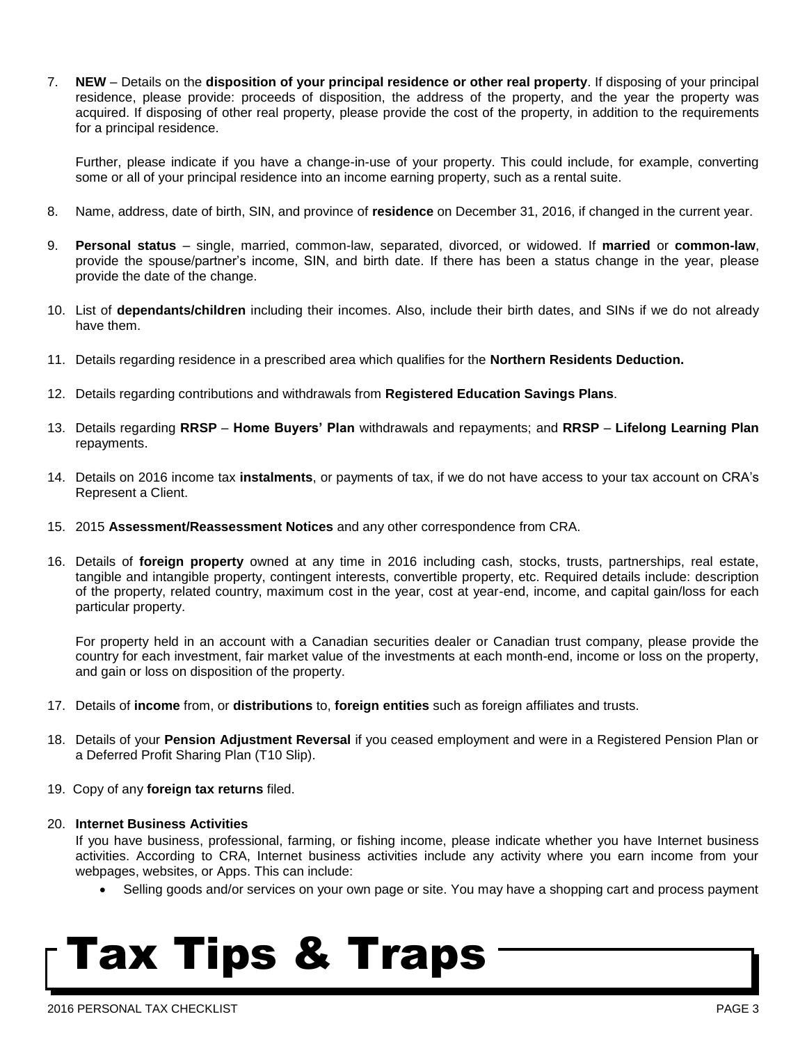7. **NEW** – Details on the **disposition of your principal residence or other real property**. If disposing of your principal residence, please provide: proceeds of disposition, the address of the property, and the year the property was acquired. If disposing of other real property, please provide the cost of the property, in addition to the requirements for a principal residence.

   Further, please indicate if you have a change-in-use of your property. This could include, for example, converting some or all of your principal residence into an income earning property, such as a rental suite.

8. Name, address, date of birth, SIN, and province of **residence** on December 31, 2016, if changed in the current year.

9. **Personal status** – single, married, common-law, separated, divorced, or widowed. If **married** or **common-law**, provide the spouse/partner's income, SIN, and birth date. If there has been a status change in the year, please provide the date of the change.

10. List of **dependants/children** including their incomes. Also, include their birth dates, and SINs if we do not already have them.

11. Details regarding residence in a prescribed area which qualifies for the **Northern Residents Deduction.**

12. Details regarding contributions and withdrawals from **Registered Education Savings Plans**.

13. Details regarding **RRSP** – **Home Buyers' Plan** withdrawals and repayments; and **RRSP** – **Lifelong Learning Plan** repayments.

14. Details on 2016 income tax **instalments**, or payments of tax, if we do not have access to your tax account on CRA's Represent a Client.

15. 2015 **Assessment/Reassessment Notices** and any other correspondence from CRA.

16. Details of **foreign property** owned at any time in 2016 including cash, stocks, trusts, partnerships, real estate, tangible and intangible property, contingent interests, convertible property, etc. Required details include: description of the property, related country, maximum cost in the year, cost at year-end, income, and capital gain/loss for each particular property.

    For property held in an account with a Canadian securities dealer or Canadian trust company, please provide the country for each investment, fair market value of the investments at each month-end, income or loss on the property, and gain or loss on disposition of the property.

17. Details of **income** from, or **distributions** to, **foreign entities** such as foreign affiliates and trusts.

18. Details of your **Pension Adjustment Reversal** if you ceased employment and were in a Registered Pension Plan or a Deferred Profit Sharing Plan (T10 Slip).

19. Copy of any **foreign tax returns** filed.

20. **Internet Business Activities**

    If you have business, professional, farming, or fishing income, please indicate whether you have Internet business activities. According to CRA, Internet business activities include any activity where you earn income from your webpages, websites, or Apps. This can include:

    - Selling goods and/or services on your own page or site. You may have a shopping cart and process payment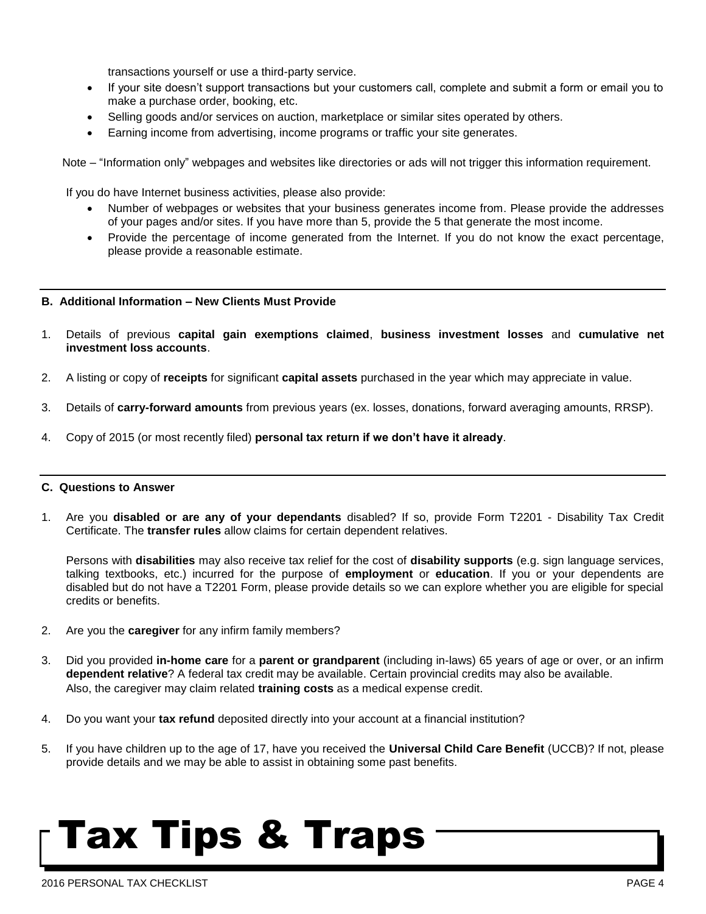transactions yourself or use a third-party service.

- If your site doesn't support transactions but your customers call, complete and submit a form or email you to make a purchase order, booking, etc.
- Selling goods and/or services on auction, marketplace or similar sites operated by others.
- Earning income from advertising, income programs or traffic your site generates.

Note – "Information only" webpages and websites like directories or ads will not trigger this information requirement.

If you do have Internet business activities, please also provide:

- Number of webpages or websites that your business generates income from. Please provide the addresses of your pages and/or sites. If you have more than 5, provide the 5 that generate the most income.
- Provide the percentage of income generated from the Internet. If you do not know the exact percentage, please provide a reasonable estimate.

---

### B. Additional Information – New Clients Must Provide

1. Details of previous **capital gain exemptions claimed**, **business investment losses** and **cumulative net investment loss accounts**.
2. A listing or copy of **receipts** for significant **capital assets** purchased in the year which may appreciate in value.
3. Details of **carry-forward amounts** from previous years (ex. losses, donations, forward averaging amounts, RRSP).
4. Copy of 2015 (or most recently filed) **personal tax return if we don't have it already**.

---

### C. Questions to Answer

1. Are you **disabled or are any of your dependants** disabled? If so, provide Form T2201 - Disability Tax Credit Certificate. The **transfer rules** allow claims for certain dependent relatives.

   Persons with **disabilities** may also receive tax relief for the cost of **disability supports** (e.g. sign language services, talking textbooks, etc.) incurred for the purpose of **employment** or **education**. If you or your dependents are disabled but do not have a T2201 Form, please provide details so we can explore whether you are eligible for special credits or benefits.

2. Are you the **caregiver** for any infirm family members?
3. Did you provided **in-home care** for a **parent or grandparent** (including in-laws) 65 years of age or over, or an infirm **dependent relative**? A federal tax credit may be available. Certain provincial credits may also be available. Also, the caregiver may claim related **training costs** as a medical expense credit.
4. Do you want your **tax refund** deposited directly into your account at a financial institution?
5. If you have children up to the age of 17, have you received the **Universal Child Care Benefit** (UCCB)? If not, please provide details and we may be able to assist in obtaining some past benefits.

# Tax Tips & Traps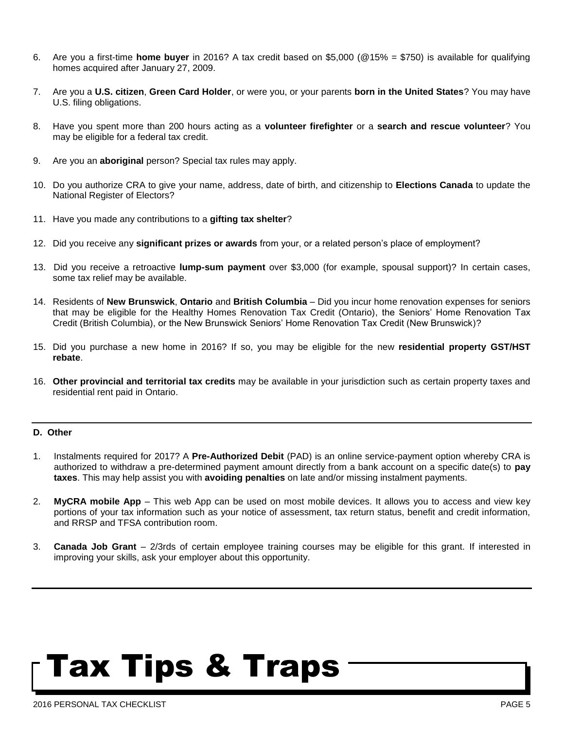6. Are you a first-time **home buyer** in 2016? A tax credit based on $5,000 (@15% = $750) is available for qualifying homes acquired after January 27, 2009.

7. Are you a **U.S. citizen**, **Green Card Holder**, or were you, or your parents **born in the United States**? You may have U.S. filing obligations.

8. Have you spent more than 200 hours acting as a **volunteer firefighter** or a **search and rescue volunteer**? You may be eligible for a federal tax credit.

9. Are you an **aboriginal** person? Special tax rules may apply.

10. Do you authorize CRA to give your name, address, date of birth, and citizenship to **Elections Canada** to update the National Register of Electors?

11. Have you made any contributions to a **gifting tax shelter**?

12. Did you receive any **significant prizes or awards** from your, or a related person's place of employment?

13. Did you receive a retroactive **lump-sum payment** over $3,000 (for example, spousal support)? In certain cases, some tax relief may be available.

14. Residents of **New Brunswick**, **Ontario** and **British Columbia** – Did you incur home renovation expenses for seniors that may be eligible for the Healthy Homes Renovation Tax Credit (Ontario), the Seniors' Home Renovation Tax Credit (British Columbia), or the New Brunswick Seniors' Home Renovation Tax Credit (New Brunswick)?

15. Did you purchase a new home in 2016? If so, you may be eligible for the new **residential property GST/HST rebate**.

16. **Other provincial and territorial tax credits** may be available in your jurisdiction such as certain property taxes and residential rent paid in Ontario.

### D. Other

1. Instalments required for 2017? A **Pre-Authorized Debit** (PAD) is an online service-payment option whereby CRA is authorized to withdraw a pre-determined payment amount directly from a bank account on a specific date(s) to **pay taxes**. This may help assist you with **avoiding penalties** on late and/or missing instalment payments.

2. **MyCRA mobile App** – This web App can be used on most mobile devices. It allows you to access and view key portions of your tax information such as your notice of assessment, tax return status, benefit and credit information, and RRSP and TFSA contribution room.

3. **Canada Job Grant** – 2/3rds of certain employee training courses may be eligible for this grant. If interested in improving your skills, ask your employer about this opportunity.

# Tax Tips & Traps